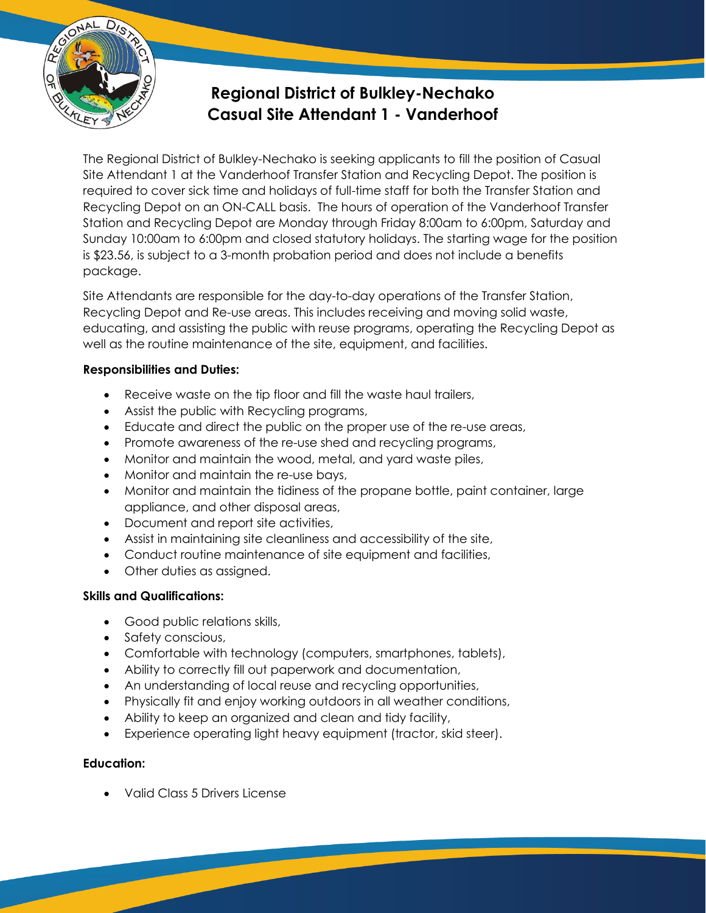# Regional District of Bulkley-Nechako
# Casual Site Attendant 1 - Vanderhoof

The Regional District of Bulkley-Nechako is seeking applicants to fill the position of Casual Site Attendant 1 at the Vanderhoof Transfer Station and Recycling Depot. The position is required to cover sick time and holidays of full-time staff for both the Transfer Station and Recycling Depot on an ON-CALL basis. The hours of operation of the Vanderhoof Transfer Station and Recycling Depot are Monday through Friday 8:00am to 6:00pm, Saturday and Sunday 10:00am to 6:00pm and closed statutory holidays. The starting wage for the position is $23.56, is subject to a 3-month probation period and does not include a benefits package.

Site Attendants are responsible for the day-to-day operations of the Transfer Station, Recycling Depot and Re-use areas. This includes receiving and moving solid waste, educating, and assisting the public with reuse programs, operating the Recycling Depot as well as the routine maintenance of the site, equipment, and facilities.

**Responsibilities and Duties:**

- Receive waste on the tip floor and fill the waste haul trailers,
- Assist the public with Recycling programs,
- Educate and direct the public on the proper use of the re-use areas,
- Promote awareness of the re-use shed and recycling programs,
- Monitor and maintain the wood, metal, and yard waste piles,
- Monitor and maintain the re-use bays,
- Monitor and maintain the tidiness of the propane bottle, paint container, large appliance, and other disposal areas,
- Document and report site activities,
- Assist in maintaining site cleanliness and accessibility of the site,
- Conduct routine maintenance of site equipment and facilities,
- Other duties as assigned.

**Skills and Qualifications:**

- Good public relations skills,
- Safety conscious,
- Comfortable with technology (computers, smartphones, tablets),
- Ability to correctly fill out paperwork and documentation,
- An understanding of local reuse and recycling opportunities,
- Physically fit and enjoy working outdoors in all weather conditions,
- Ability to keep an organized and clean and tidy facility,
- Experience operating light heavy equipment (tractor, skid steer).

**Education:**

- Valid Class 5 Drivers License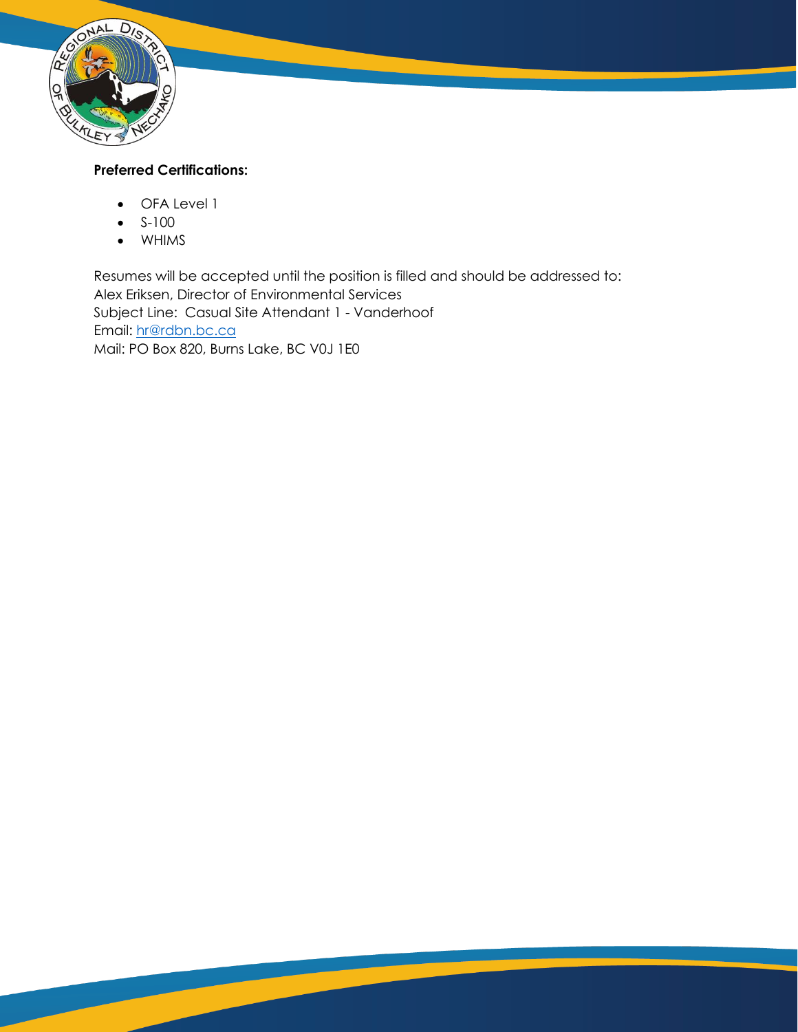**Preferred Certifications:**

- OFA Level 1
- S-100
- WHIMS

Resumes will be accepted until the position is filled and should be addressed to:
Alex Eriksen, Director of Environmental Services
Subject Line: Casual Site Attendant 1 - Vanderhoof
Email: hr@rdbn.bc.ca
Mail: PO Box 820, Burns Lake, BC V0J 1E0